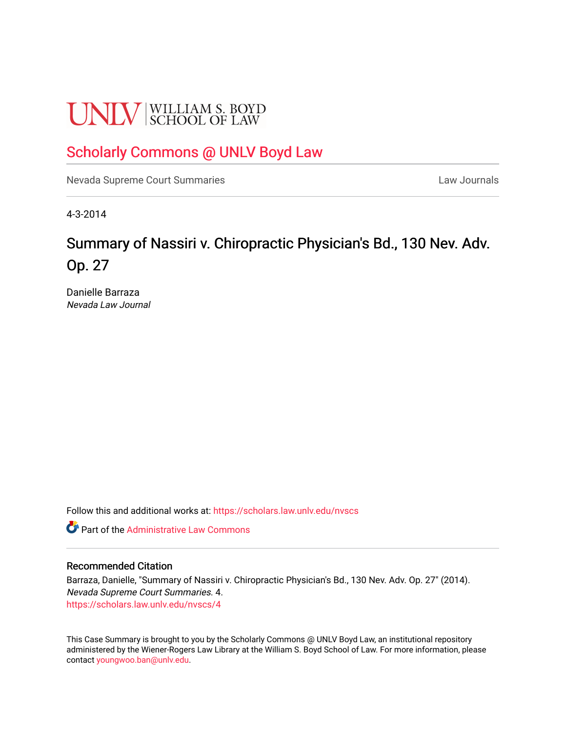UNLV | WILLIAM S. BOYD SCHOOL OF LAW

# Scholarly Commons @ UNLV Boyd Law

Nevada Supreme Court Summaries | Law Journals

4-3-2014

## Summary of Nassiri v. Chiropractic Physician's Bd., 130 Nev. Adv. Op. 27

Danielle Barraza
*Nevada Law Journal*

Follow this and additional works at: https://scholars.law.unlv.edu/nvscs

Part of the Administrative Law Commons

### Recommended Citation

Barraza, Danielle, "Summary of Nassiri v. Chiropractic Physician's Bd., 130 Nev. Adv. Op. 27" (2014). *Nevada Supreme Court Summaries*. 4.
https://scholars.law.unlv.edu/nvscs/4

This Case Summary is brought to you by the Scholarly Commons @ UNLV Boyd Law, an institutional repository administered by the Wiener-Rogers Law Library at the William S. Boyd School of Law. For more information, please contact youngwoo.ban@unlv.edu.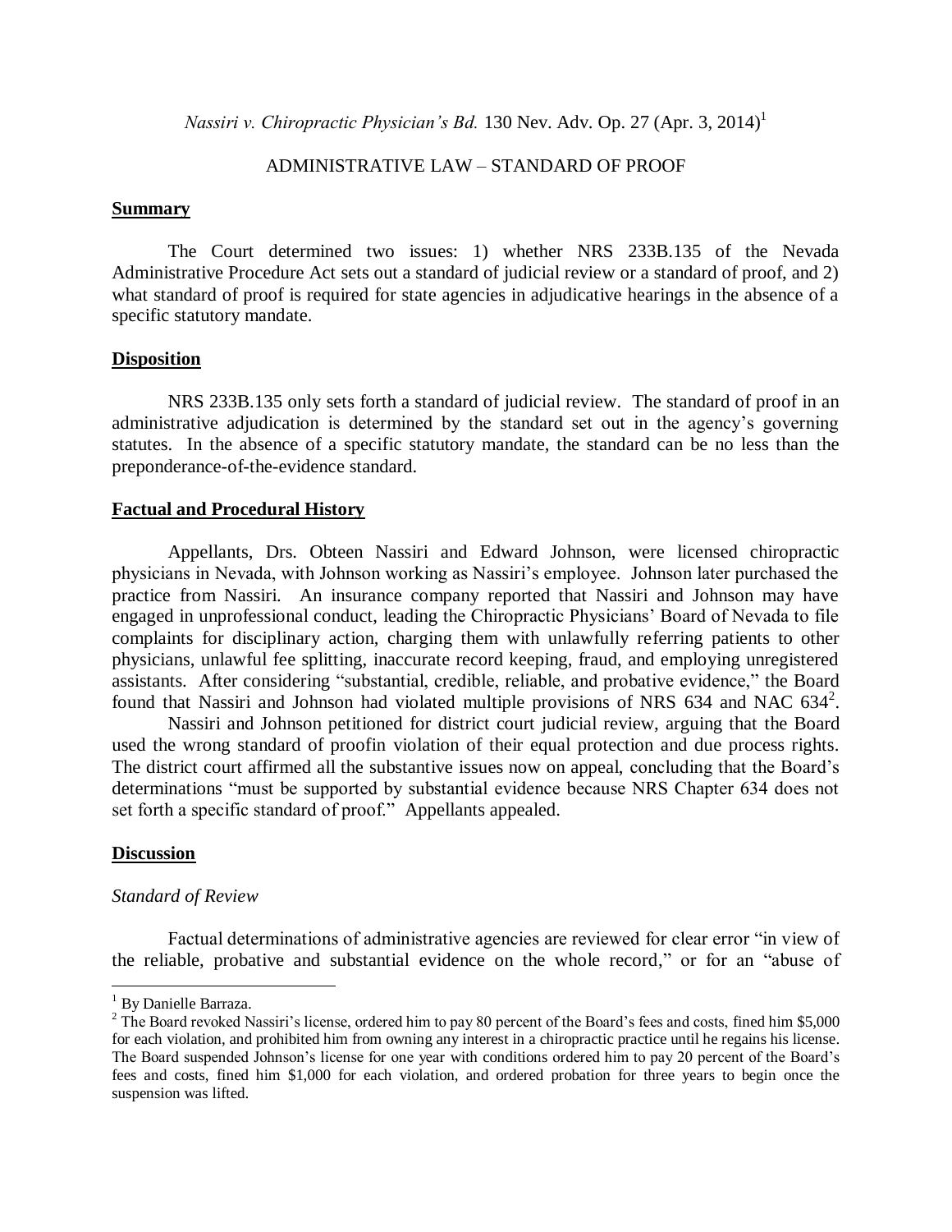*Nassiri v. Chiropractic Physician's Bd.* 130 Nev. Adv. Op. 27 (Apr. 3, 2014)[1]

ADMINISTRATIVE LAW – STANDARD OF PROOF

**Summary**

The Court determined two issues: 1) whether NRS 233B.135 of the Nevada Administrative Procedure Act sets out a standard of judicial review or a standard of proof, and 2) what standard of proof is required for state agencies in adjudicative hearings in the absence of a specific statutory mandate.

**Disposition**

NRS 233B.135 only sets forth a standard of judicial review. The standard of proof in an administrative adjudication is determined by the standard set out in the agency's governing statutes. In the absence of a specific statutory mandate, the standard can be no less than the preponderance-of-the-evidence standard.

**Factual and Procedural History**

Appellants, Drs. Obteen Nassiri and Edward Johnson, were licensed chiropractic physicians in Nevada, with Johnson working as Nassiri's employee. Johnson later purchased the practice from Nassiri. An insurance company reported that Nassiri and Johnson may have engaged in unprofessional conduct, leading the Chiropractic Physicians' Board of Nevada to file complaints for disciplinary action, charging them with unlawfully referring patients to other physicians, unlawful fee splitting, inaccurate record keeping, fraud, and employing unregistered assistants. After considering "substantial, credible, reliable, and probative evidence," the Board found that Nassiri and Johnson had violated multiple provisions of NRS 634 and NAC 634[2].

Nassiri and Johnson petitioned for district court judicial review, arguing that the Board used the wrong standard of proofin violation of their equal protection and due process rights. The district court affirmed all the substantive issues now on appeal, concluding that the Board's determinations "must be supported by substantial evidence because NRS Chapter 634 does not set forth a specific standard of proof." Appellants appealed.

**Discussion**

*Standard of Review*

Factual determinations of administrative agencies are reviewed for clear error "in view of the reliable, probative and substantial evidence on the whole record," or for an "abuse of

---

[1] By Danielle Barraza.

[2] The Board revoked Nassiri's license, ordered him to pay 80 percent of the Board's fees and costs, fined him $5,000 for each violation, and prohibited him from owning any interest in a chiropractic practice until he regains his license. The Board suspended Johnson's license for one year with conditions ordered him to pay 20 percent of the Board's fees and costs, fined him $1,000 for each violation, and ordered probation for three years to begin once the suspension was lifted.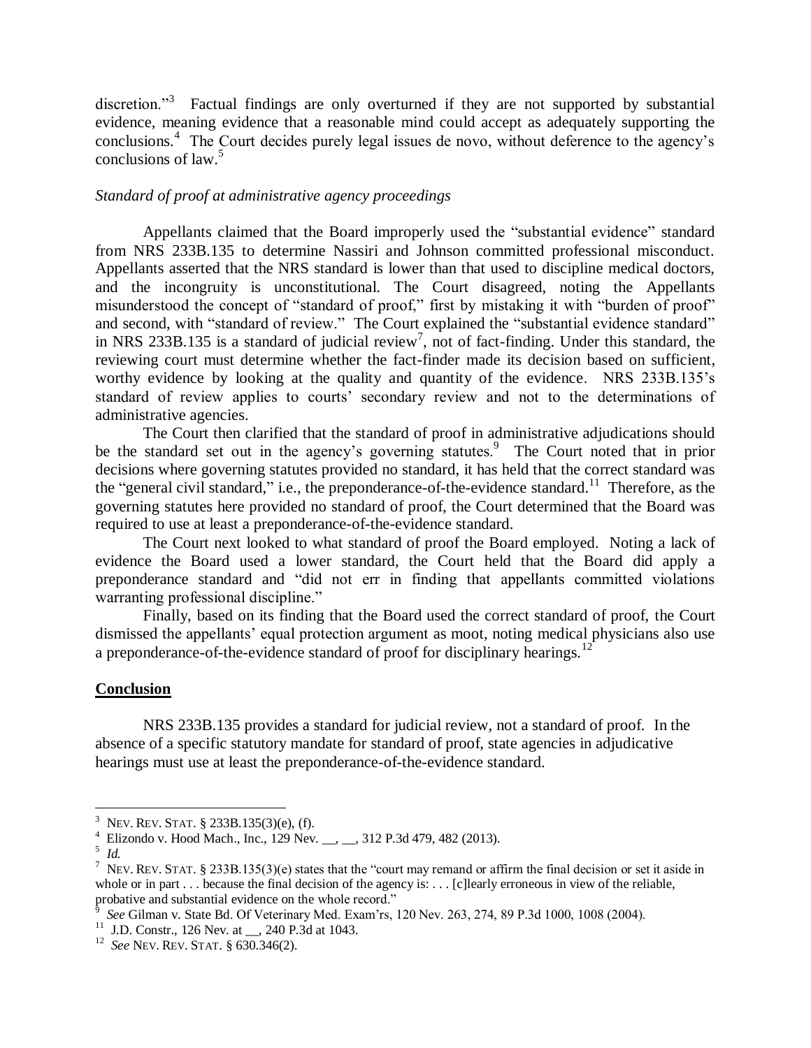discretion."[3] Factual findings are only overturned if they are not supported by substantial evidence, meaning evidence that a reasonable mind could accept as adequately supporting the conclusions.[4] The Court decides purely legal issues de novo, without deference to the agency's conclusions of law.[5]

*Standard of proof at administrative agency proceedings*

Appellants claimed that the Board improperly used the "substantial evidence" standard from NRS 233B.135 to determine Nassiri and Johnson committed professional misconduct. Appellants asserted that the NRS standard is lower than that used to discipline medical doctors, and the incongruity is unconstitutional. The Court disagreed, noting the Appellants misunderstood the concept of "standard of proof," first by mistaking it with "burden of proof" and second, with "standard of review." The Court explained the "substantial evidence standard" in NRS 233B.135 is a standard of judicial review[7], not of fact-finding. Under this standard, the reviewing court must determine whether the fact-finder made its decision based on sufficient, worthy evidence by looking at the quality and quantity of the evidence. NRS 233B.135's standard of review applies to courts' secondary review and not to the determinations of administrative agencies.

The Court then clarified that the standard of proof in administrative adjudications should be the standard set out in the agency's governing statutes.[9] The Court noted that in prior decisions where governing statutes provided no standard, it has held that the correct standard was the "general civil standard," i.e., the preponderance-of-the-evidence standard.[11] Therefore, as the governing statutes here provided no standard of proof, the Court determined that the Board was required to use at least a preponderance-of-the-evidence standard.

The Court next looked to what standard of proof the Board employed. Noting a lack of evidence the Board used a lower standard, the Court held that the Board did apply a preponderance standard and "did not err in finding that appellants committed violations warranting professional discipline."

Finally, based on its finding that the Board used the correct standard of proof, the Court dismissed the appellants' equal protection argument as moot, noting medical physicians also use a preponderance-of-the-evidence standard of proof for disciplinary hearings.[12]

## **Conclusion**

NRS 233B.135 provides a standard for judicial review, not a standard of proof. In the absence of a specific statutory mandate for standard of proof, state agencies in adjudicative hearings must use at least the preponderance-of-the-evidence standard.

---

[3] NEV. REV. STAT. § 233B.135(3)(e), (f).

[4] Elizondo v. Hood Mach., Inc., 129 Nev. __, __, 312 P.3d 479, 482 (2013).

[5] *Id.*

[7] NEV. REV. STAT. § 233B.135(3)(e) states that the "court may remand or affirm the final decision or set it aside in whole or in part . . . because the final decision of the agency is: . . . [c]learly erroneous in view of the reliable, probative and substantial evidence on the whole record."

[9] *See* Gilman v. State Bd. Of Veterinary Med. Exam'rs, 120 Nev. 263, 274, 89 P.3d 1000, 1008 (2004).

[11] J.D. Constr., 126 Nev. at __, 240 P.3d at 1043.

[12] *See* NEV. REV. STAT. § 630.346(2).